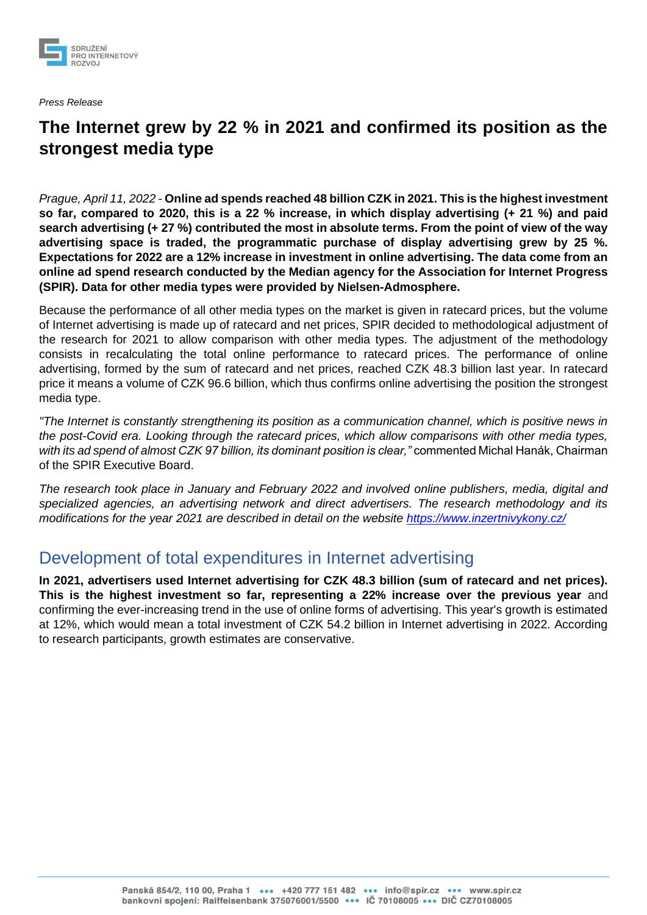*Press Release*

# The Internet grew by 22 % in 2021 and confirmed its position as the strongest media type

*Prague, April 11, 2022* - **Online ad spends reached 48 billion CZK in 2021. This is the highest investment so far, compared to 2020, this is a 22 % increase, in which display advertising (+ 21 %) and paid search advertising (+ 27 %) contributed the most in absolute terms. From the point of view of the way advertising space is traded, the programmatic purchase of display advertising grew by 25 %. Expectations for 2022 are a 12% increase in investment in online advertising. The data come from an online ad spend research conducted by the Median agency for the Association for Internet Progress (SPIR). Data for other media types were provided by Nielsen-Admosphere.**

Because the performance of all other media types on the market is given in ratecard prices, but the volume of Internet advertising is made up of ratecard and net prices, SPIR decided to methodological adjustment of the research for 2021 to allow comparison with other media types. The adjustment of the methodology consists in recalculating the total online performance to ratecard prices. The performance of online advertising, formed by the sum of ratecard and net prices, reached CZK 48.3 billion last year. In ratecard price it means a volume of CZK 96.6 billion, which thus confirms online advertising the position the strongest media type.

*"The Internet is constantly strengthening its position as a communication channel, which is positive news in the post-Covid era. Looking through the ratecard prices, which allow comparisons with other media types, with its ad spend of almost CZK 97 billion, its dominant position is clear,"* commented Michal Hanák, Chairman of the SPIR Executive Board.

*The research took place in January and February 2022 and involved online publishers, media, digital and specialized agencies, an advertising network and direct advertisers. The research methodology and its modifications for the year 2021 are described in detail on the website [https://www.inzertnivykony.cz/](https://www.inzertnivykony.cz/)*

## Development of total expenditures in Internet advertising

**In 2021, advertisers used Internet advertising for CZK 48.3 billion (sum of ratecard and net prices). This is the highest investment so far, representing a 22% increase over the previous year** and confirming the ever-increasing trend in the use of online forms of advertising. This year's growth is estimated at 12%, which would mean a total investment of CZK 54.2 billion in Internet advertising in 2022. According to research participants, growth estimates are conservative.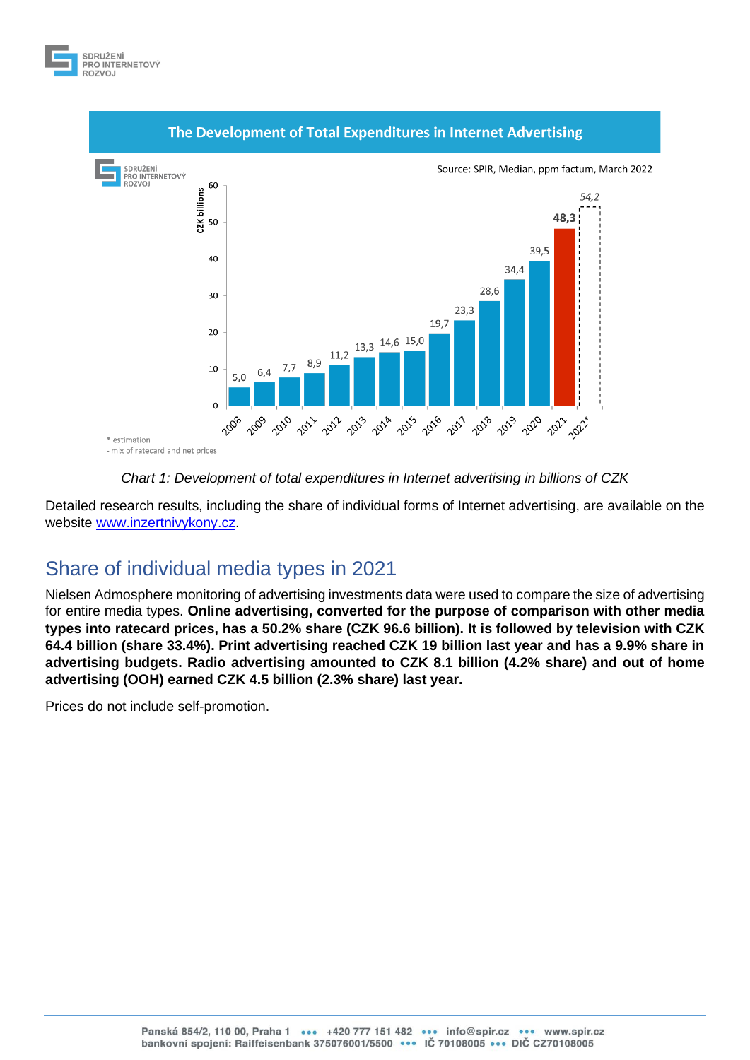Chart 1: Development of total expenditures in Internet advertising in billions of CZK

Detailed research results, including the share of individual forms of Internet advertising, are available on the website www.inzertnivykony.cz.

## Share of individual media types in 2021

Nielsen Admosphere monitoring of advertising investments data were used to compare the size of advertising for entire media types. **Online advertising, converted for the purpose of comparison with other media types into ratecard prices, has a 50.2% share (CZK 96.6 billion). It is followed by television with CZK 64.4 billion (share 33.4%). Print advertising reached CZK 19 billion last year and has a 9.9% share in advertising budgets. Radio advertising amounted to CZK 8.1 billion (4.2% share) and out of home advertising (OOH) earned CZK 4.5 billion (2.3% share) last year.**

Prices do not include self-promotion.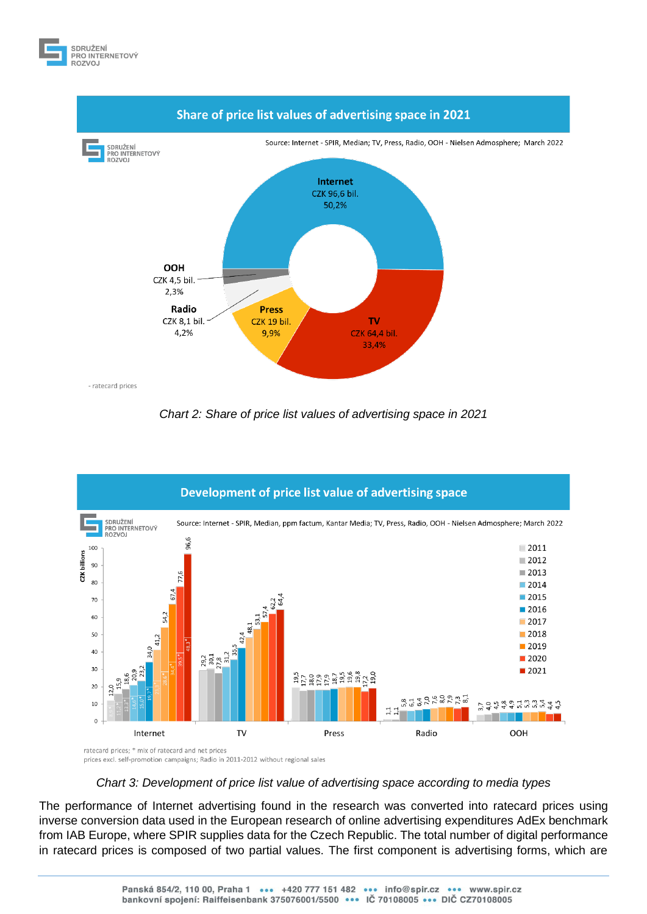## Share of price list values of advertising space in 2021

Source: Internet - SPIR, Median; TV, Press, Radio, OOH - Nielsen Admosphere; March 2022

| Media | Value | Share |
|---|---|---|
| Internet | CZK 96,6 bil. | 50,2% |
| TV | CZK 64,4 bil. | 33,4% |
| Press | CZK 19 bil. | 9,9% |
| Radio | CZK 8,1 bil. | 4,2% |
| OOH | CZK 4,5 bil. | 2,3% |

- ratecard prices

*Chart 2: Share of price list values of advertising space in 2021*

## Development of price list value of advertising space

Source: Internet - SPIR, Median, ppm factum, Kantar Media; TV, Press, Radio, OOH - Nielsen Admosphere; March 2022

CZK billions

| | 2011 | 2012 | 2013 | 2014 | 2015 | 2016 | 2017 | 2018 | 2019 | 2020 | 2021 |
|---|---|---|---|---|---|---|---|---|---|---|---|
| Internet | 12,0 | 15,9 | 18,6 | 20,9 | 23,2 | 34,0 | 41,2 | 54,2 | 67,4 | 77,6 | 96,6 |
| TV | 29,2 | 30,1 | 27,8 | 31,2 | 35,5 | 42,4 | 48,1 | 53,1 | 57,4 | 62,2 | 64,4 |
| Press | 19,5 | 17,7 | 18,0 | 17,9 | 17,9 | 18,7 | 19,5 | 19,6 | 19,8 | 17,2 | 19,0 |
| Radio | 1,1 | 1,1 | 5,8 | 6,1 | 6,4 | 7,0 | 7,6 | 8,0 | 7,9 | 7,3 | 8,1 |
| OOH | 3,7 | 4,0 | 4,5 | 4,8 | 4,9 | 5,1 | 5,3 | 5,3 | 5,4 | 4,4 | 4,5 |

ratecard prices; * mix of ratecard and net prices
prices excl. self-promotion campaigns; Radio in 2011-2012 without regional sales

*Chart 3: Development of price list value of advertising space according to media types*

The performance of Internet advertising found in the research was converted into ratecard prices using inverse conversion data used in the European research of online advertising expenditures AdEx benchmark from IAB Europe, where SPIR supplies data for the Czech Republic. The total number of digital performance in ratecard prices is composed of two partial values. The first component is advertising forms, which are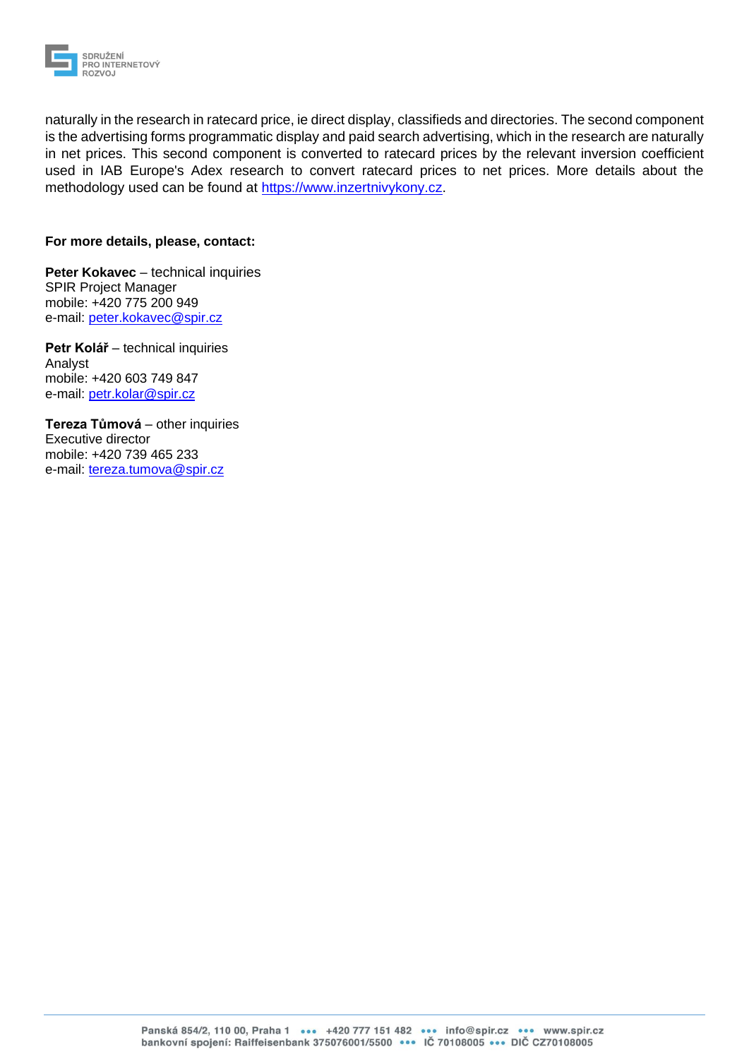naturally in the research in ratecard price, ie direct display, classifieds and directories. The second component is the advertising forms programmatic display and paid search advertising, which in the research are naturally in net prices. This second component is converted to ratecard prices by the relevant inversion coefficient used in IAB Europe's Adex research to convert ratecard prices to net prices. More details about the methodology used can be found at https://www.inzertnivykony.cz.

**For more details, please, contact:**

**Peter Kokavec** – technical inquiries
SPIR Project Manager
mobile: +420 775 200 949
e-mail: peter.kokavec@spir.cz

**Petr Kolář** – technical inquiries
Analyst
mobile: +420 603 749 847
e-mail: petr.kolar@spir.cz

**Tereza Tůmová** – other inquiries
Executive director
mobile: +420 739 465 233
e-mail: tereza.tumova@spir.cz